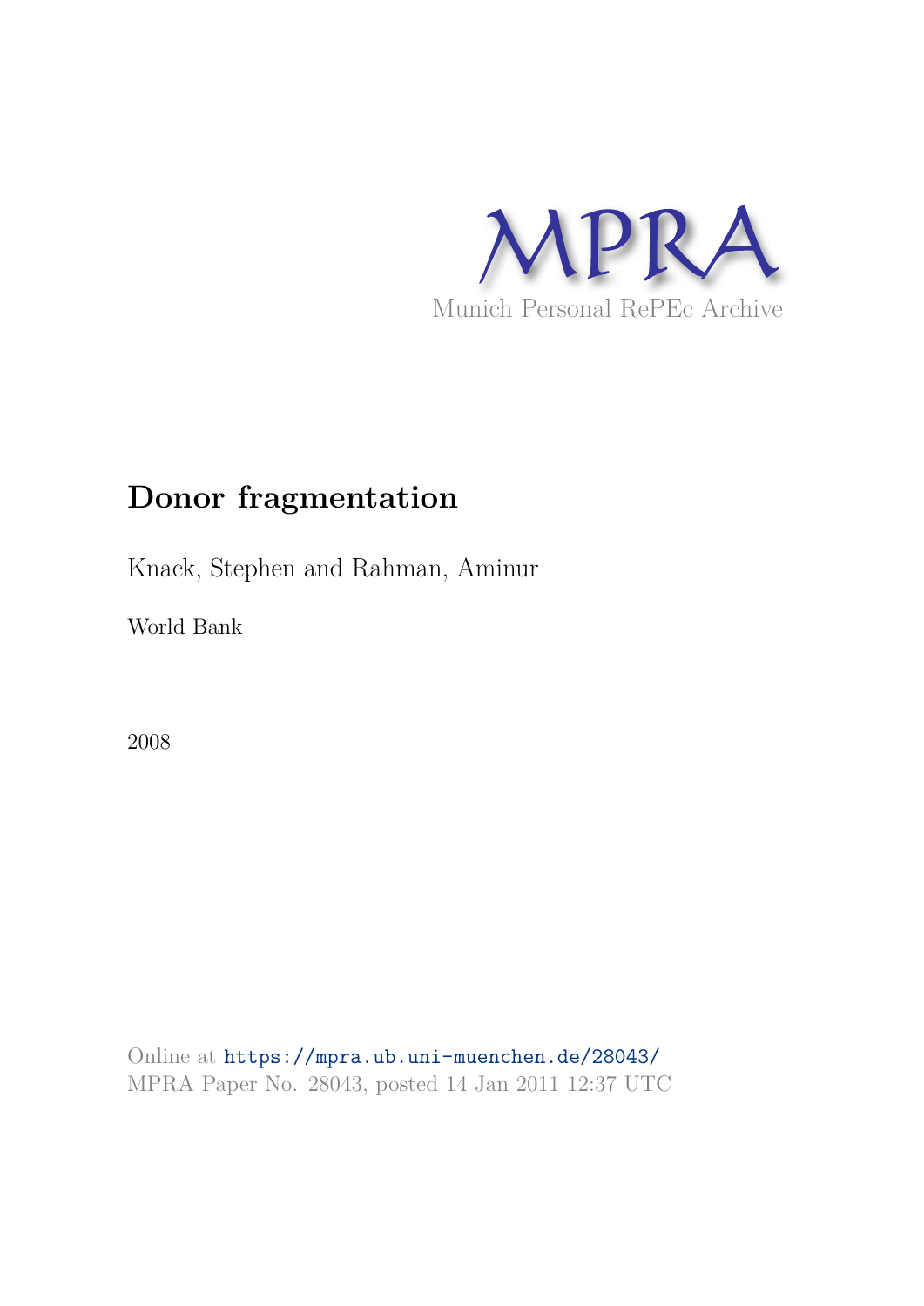MPRA

Munich Personal RePEc Archive

# Donor fragmentation

Knack, Stephen and Rahman, Aminur

World Bank

2008

Online at https://mpra.ub.uni-muenchen.de/28043/
MPRA Paper No. 28043, posted 14 Jan 2011 12:37 UTC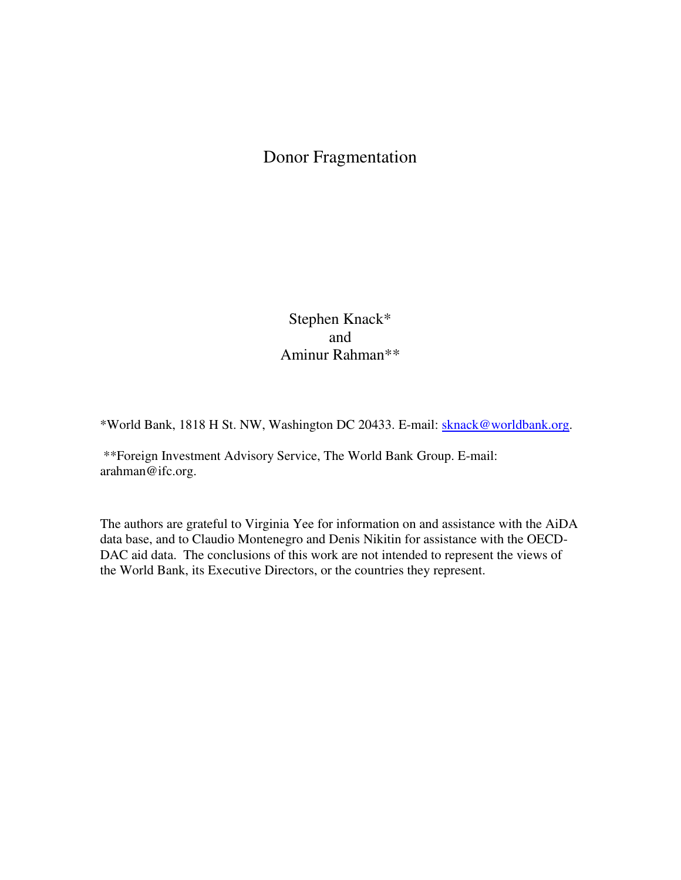# Donor Fragmentation

Stephen Knack*
and
Aminur Rahman**

*World Bank, 1818 H St. NW, Washington DC 20433. E-mail: [sknack@worldbank.org](mailto:sknack@worldbank.org).

**Foreign Investment Advisory Service, The World Bank Group. E-mail: arahman@ifc.org.

The authors are grateful to Virginia Yee for information on and assistance with the AiDA data base, and to Claudio Montenegro and Denis Nikitin for assistance with the OECD-DAC aid data. The conclusions of this work are not intended to represent the views of the World Bank, its Executive Directors, or the countries they represent.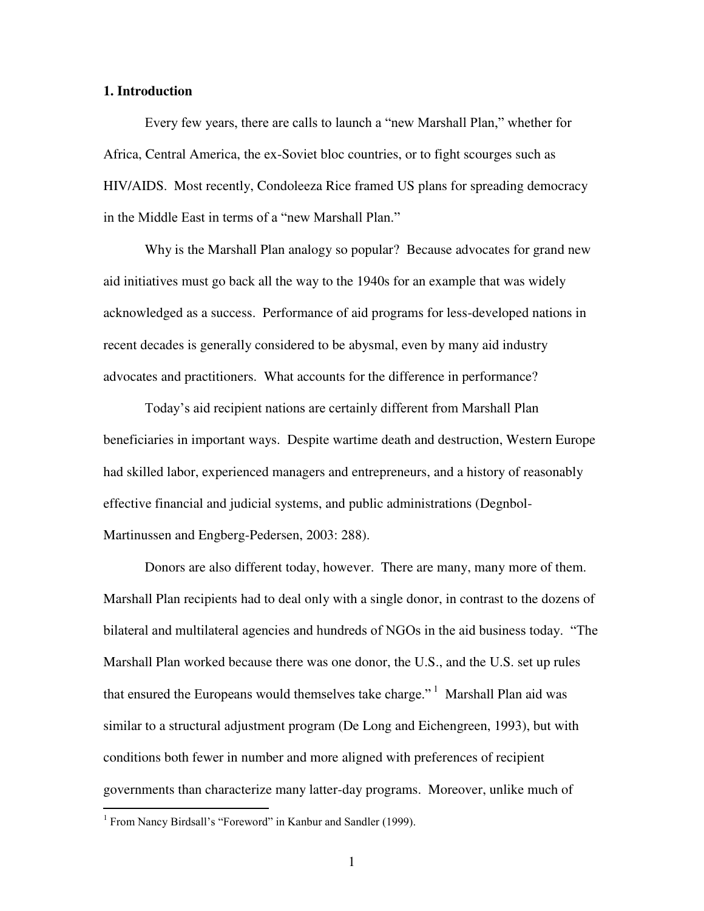## 1. Introduction

Every few years, there are calls to launch a "new Marshall Plan," whether for Africa, Central America, the ex-Soviet bloc countries, or to fight scourges such as HIV/AIDS. Most recently, Condoleeza Rice framed US plans for spreading democracy in the Middle East in terms of a "new Marshall Plan."

Why is the Marshall Plan analogy so popular? Because advocates for grand new aid initiatives must go back all the way to the 1940s for an example that was widely acknowledged as a success. Performance of aid programs for less-developed nations in recent decades is generally considered to be abysmal, even by many aid industry advocates and practitioners. What accounts for the difference in performance?

Today's aid recipient nations are certainly different from Marshall Plan beneficiaries in important ways. Despite wartime death and destruction, Western Europe had skilled labor, experienced managers and entrepreneurs, and a history of reasonably effective financial and judicial systems, and public administrations (Degnbol-Martinussen and Engberg-Pedersen, 2003: 288).

Donors are also different today, however. There are many, many more of them. Marshall Plan recipients had to deal only with a single donor, in contrast to the dozens of bilateral and multilateral agencies and hundreds of NGOs in the aid business today. "The Marshall Plan worked because there was one donor, the U.S., and the U.S. set up rules that ensured the Europeans would themselves take charge."[1] Marshall Plan aid was similar to a structural adjustment program (De Long and Eichengreen, 1993), but with conditions both fewer in number and more aligned with preferences of recipient governments than characterize many latter-day programs. Moreover, unlike much of

[1] From Nancy Birdsall's "Foreword" in Kanbur and Sandler (1999).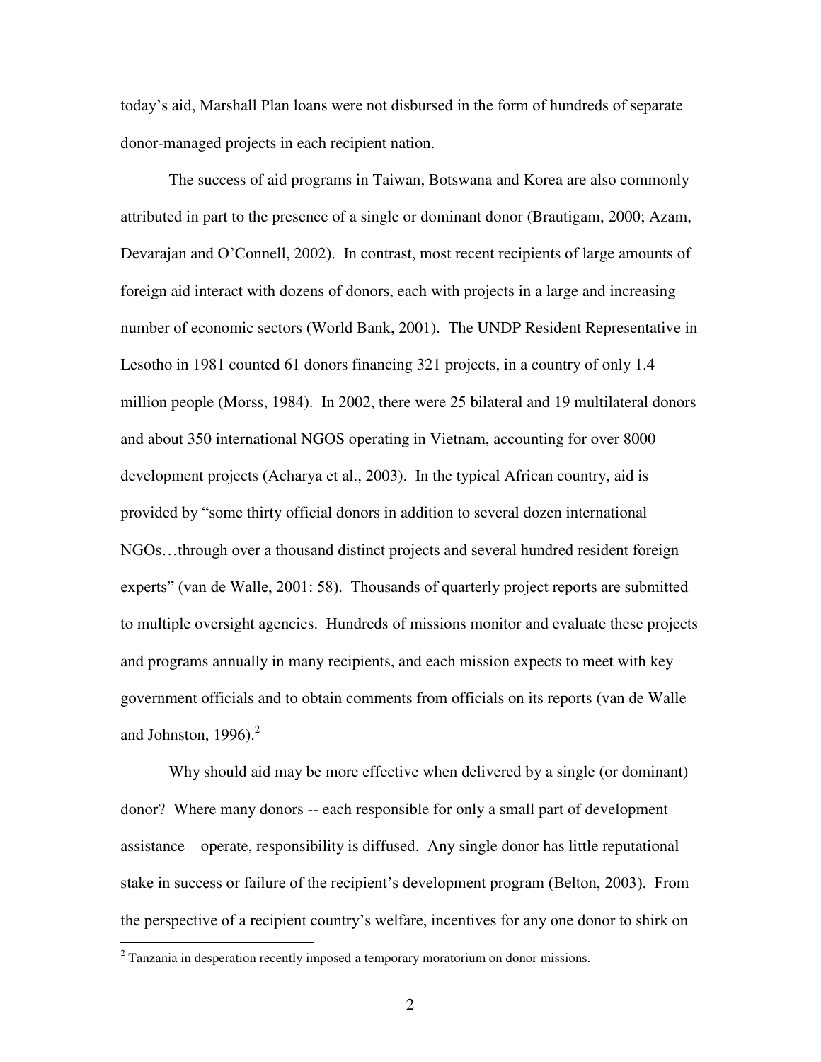today's aid, Marshall Plan loans were not disbursed in the form of hundreds of separate donor-managed projects in each recipient nation.

The success of aid programs in Taiwan, Botswana and Korea are also commonly attributed in part to the presence of a single or dominant donor (Brautigam, 2000; Azam, Devarajan and O'Connell, 2002). In contrast, most recent recipients of large amounts of foreign aid interact with dozens of donors, each with projects in a large and increasing number of economic sectors (World Bank, 2001). The UNDP Resident Representative in Lesotho in 1981 counted 61 donors financing 321 projects, in a country of only 1.4 million people (Morss, 1984). In 2002, there were 25 bilateral and 19 multilateral donors and about 350 international NGOS operating in Vietnam, accounting for over 8000 development projects (Acharya et al., 2003). In the typical African country, aid is provided by "some thirty official donors in addition to several dozen international NGOs…through over a thousand distinct projects and several hundred resident foreign experts" (van de Walle, 2001: 58). Thousands of quarterly project reports are submitted to multiple oversight agencies. Hundreds of missions monitor and evaluate these projects and programs annually in many recipients, and each mission expects to meet with key government officials and to obtain comments from officials on its reports (van de Walle and Johnston, 1996).[2]

Why should aid may be more effective when delivered by a single (or dominant) donor? Where many donors -- each responsible for only a small part of development assistance – operate, responsibility is diffused. Any single donor has little reputational stake in success or failure of the recipient's development program (Belton, 2003). From the perspective of a recipient country's welfare, incentives for any one donor to shirk on

[2] Tanzania in desperation recently imposed a temporary moratorium on donor missions.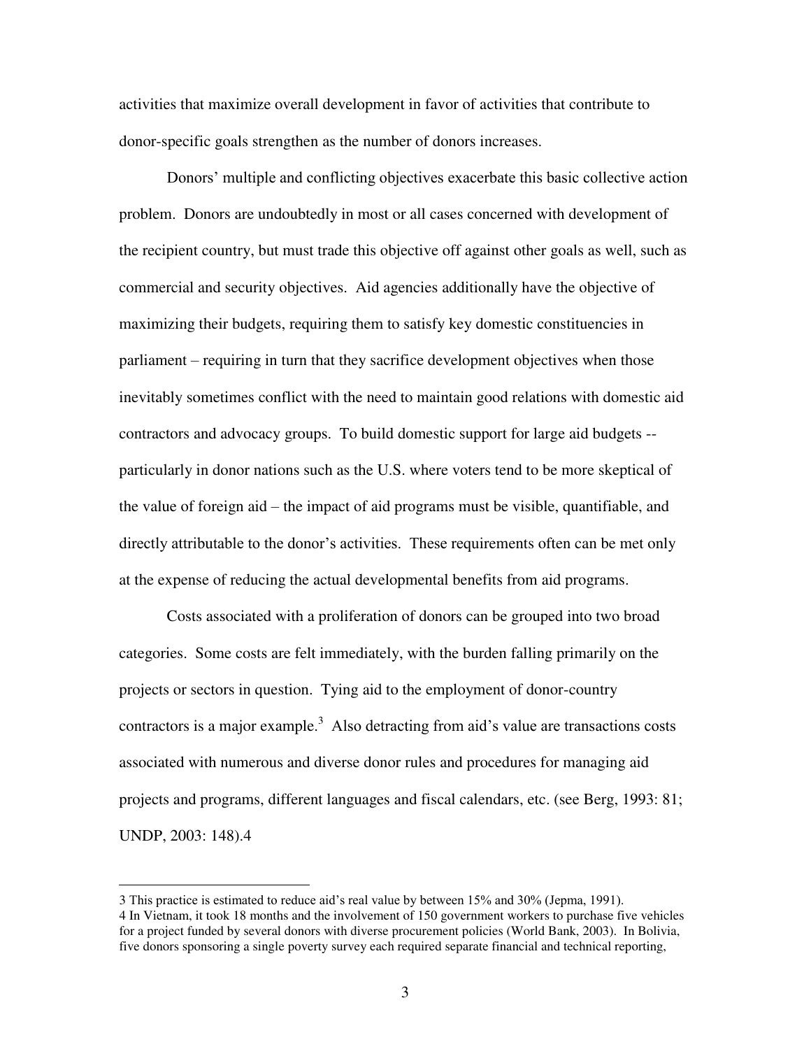activities that maximize overall development in favor of activities that contribute to donor-specific goals strengthen as the number of donors increases.

Donors' multiple and conflicting objectives exacerbate this basic collective action problem. Donors are undoubtedly in most or all cases concerned with development of the recipient country, but must trade this objective off against other goals as well, such as commercial and security objectives. Aid agencies additionally have the objective of maximizing their budgets, requiring them to satisfy key domestic constituencies in parliament – requiring in turn that they sacrifice development objectives when those inevitably sometimes conflict with the need to maintain good relations with domestic aid contractors and advocacy groups. To build domestic support for large aid budgets -- particularly in donor nations such as the U.S. where voters tend to be more skeptical of the value of foreign aid – the impact of aid programs must be visible, quantifiable, and directly attributable to the donor's activities. These requirements often can be met only at the expense of reducing the actual developmental benefits from aid programs.

Costs associated with a proliferation of donors can be grouped into two broad categories. Some costs are felt immediately, with the burden falling primarily on the projects or sectors in question. Tying aid to the employment of donor-country contractors is a major example.[3] Also detracting from aid's value are transactions costs associated with numerous and diverse donor rules and procedures for managing aid projects and programs, different languages and fiscal calendars, etc. (see Berg, 1993: 81; UNDP, 2003: 148).4

---

3 This practice is estimated to reduce aid's real value by between 15% and 30% (Jepma, 1991).

4 In Vietnam, it took 18 months and the involvement of 150 government workers to purchase five vehicles for a project funded by several donors with diverse procurement policies (World Bank, 2003). In Bolivia, five donors sponsoring a single poverty survey each required separate financial and technical reporting,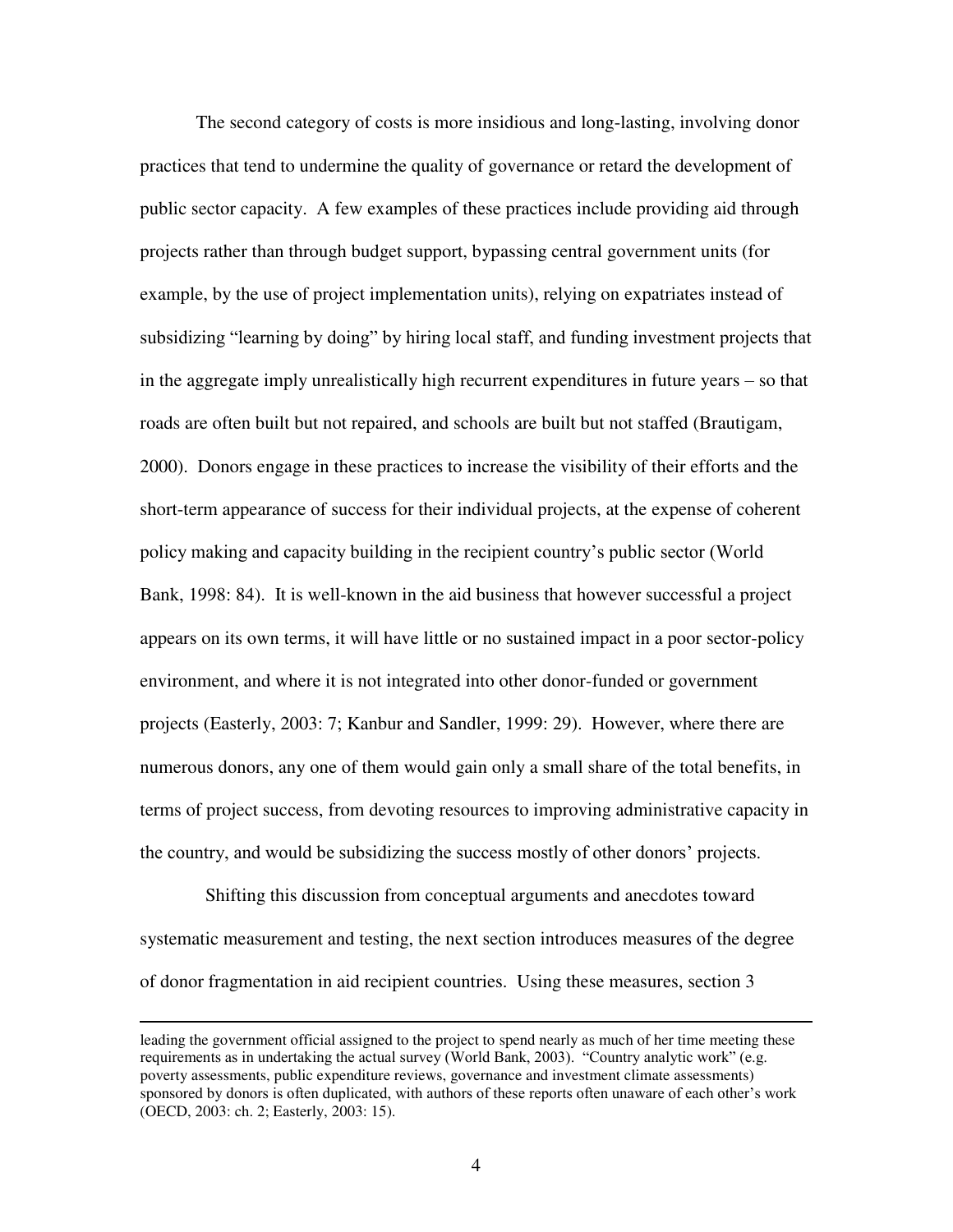The second category of costs is more insidious and long-lasting, involving donor practices that tend to undermine the quality of governance or retard the development of public sector capacity. A few examples of these practices include providing aid through projects rather than through budget support, bypassing central government units (for example, by the use of project implementation units), relying on expatriates instead of subsidizing "learning by doing" by hiring local staff, and funding investment projects that in the aggregate imply unrealistically high recurrent expenditures in future years – so that roads are often built but not repaired, and schools are built but not staffed (Brautigam, 2000). Donors engage in these practices to increase the visibility of their efforts and the short-term appearance of success for their individual projects, at the expense of coherent policy making and capacity building in the recipient country's public sector (World Bank, 1998: 84). It is well-known in the aid business that however successful a project appears on its own terms, it will have little or no sustained impact in a poor sector-policy environment, and where it is not integrated into other donor-funded or government projects (Easterly, 2003: 7; Kanbur and Sandler, 1999: 29). However, where there are numerous donors, any one of them would gain only a small share of the total benefits, in terms of project success, from devoting resources to improving administrative capacity in the country, and would be subsidizing the success mostly of other donors' projects.

Shifting this discussion from conceptual arguments and anecdotes toward systematic measurement and testing, the next section introduces measures of the degree of donor fragmentation in aid recipient countries. Using these measures, section 3

---

leading the government official assigned to the project to spend nearly as much of her time meeting these requirements as in undertaking the actual survey (World Bank, 2003). "Country analytic work" (e.g. poverty assessments, public expenditure reviews, governance and investment climate assessments) sponsored by donors is often duplicated, with authors of these reports often unaware of each other's work (OECD, 2003: ch. 2; Easterly, 2003: 15).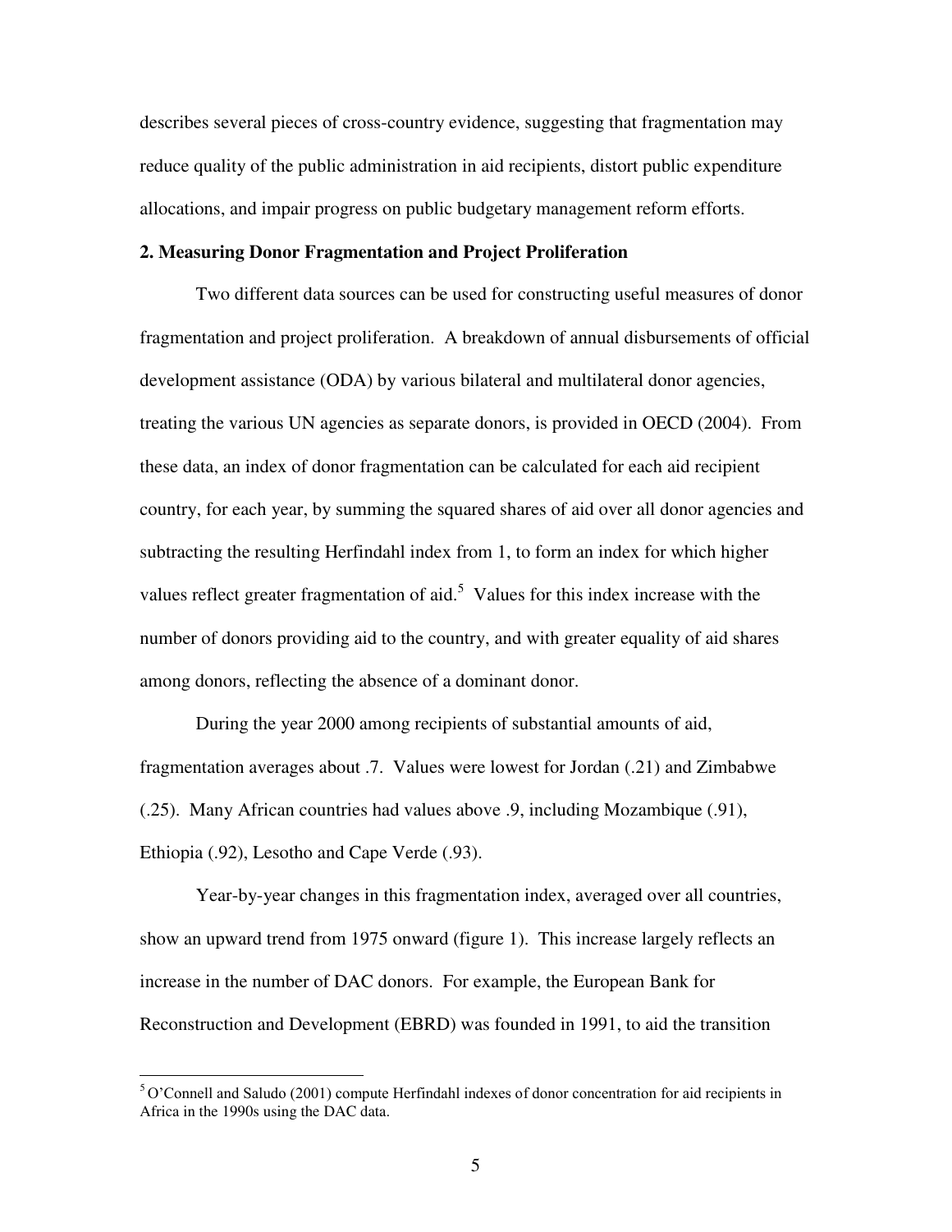describes several pieces of cross-country evidence, suggesting that fragmentation may reduce quality of the public administration in aid recipients, distort public expenditure allocations, and impair progress on public budgetary management reform efforts.

## 2. Measuring Donor Fragmentation and Project Proliferation

Two different data sources can be used for constructing useful measures of donor fragmentation and project proliferation. A breakdown of annual disbursements of official development assistance (ODA) by various bilateral and multilateral donor agencies, treating the various UN agencies as separate donors, is provided in OECD (2004). From these data, an index of donor fragmentation can be calculated for each aid recipient country, for each year, by summing the squared shares of aid over all donor agencies and subtracting the resulting Herfindahl index from 1, to form an index for which higher values reflect greater fragmentation of aid.[5] Values for this index increase with the number of donors providing aid to the country, and with greater equality of aid shares among donors, reflecting the absence of a dominant donor.

During the year 2000 among recipients of substantial amounts of aid, fragmentation averages about .7. Values were lowest for Jordan (.21) and Zimbabwe (.25). Many African countries had values above .9, including Mozambique (.91), Ethiopia (.92), Lesotho and Cape Verde (.93).

Year-by-year changes in this fragmentation index, averaged over all countries, show an upward trend from 1975 onward (figure 1). This increase largely reflects an increase in the number of DAC donors. For example, the European Bank for Reconstruction and Development (EBRD) was founded in 1991, to aid the transition

---

[5] O'Connell and Saludo (2001) compute Herfindahl indexes of donor concentration for aid recipients in Africa in the 1990s using the DAC data.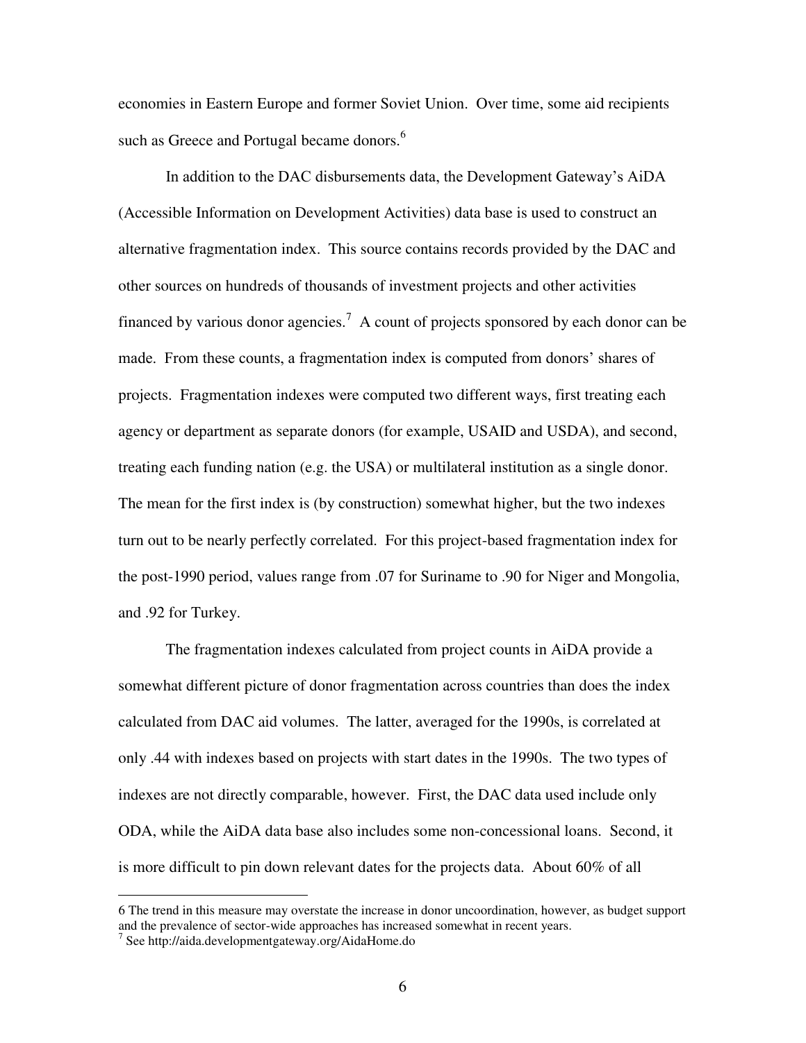economies in Eastern Europe and former Soviet Union. Over time, some aid recipients such as Greece and Portugal became donors.[6]

In addition to the DAC disbursements data, the Development Gateway's AiDA (Accessible Information on Development Activities) data base is used to construct an alternative fragmentation index. This source contains records provided by the DAC and other sources on hundreds of thousands of investment projects and other activities financed by various donor agencies.[7] A count of projects sponsored by each donor can be made. From these counts, a fragmentation index is computed from donors' shares of projects. Fragmentation indexes were computed two different ways, first treating each agency or department as separate donors (for example, USAID and USDA), and second, treating each funding nation (e.g. the USA) or multilateral institution as a single donor. The mean for the first index is (by construction) somewhat higher, but the two indexes turn out to be nearly perfectly correlated. For this project-based fragmentation index for the post-1990 period, values range from .07 for Suriname to .90 for Niger and Mongolia, and .92 for Turkey.

The fragmentation indexes calculated from project counts in AiDA provide a somewhat different picture of donor fragmentation across countries than does the index calculated from DAC aid volumes. The latter, averaged for the 1990s, is correlated at only .44 with indexes based on projects with start dates in the 1990s. The two types of indexes are not directly comparable, however. First, the DAC data used include only ODA, while the AiDA data base also includes some non-concessional loans. Second, it is more difficult to pin down relevant dates for the projects data. About 60% of all

6 The trend in this measure may overstate the increase in donor uncoordination, however, as budget support and the prevalence of sector-wide approaches has increased somewhat in recent years.

7 See http://aida.developmentgateway.org/AidaHome.do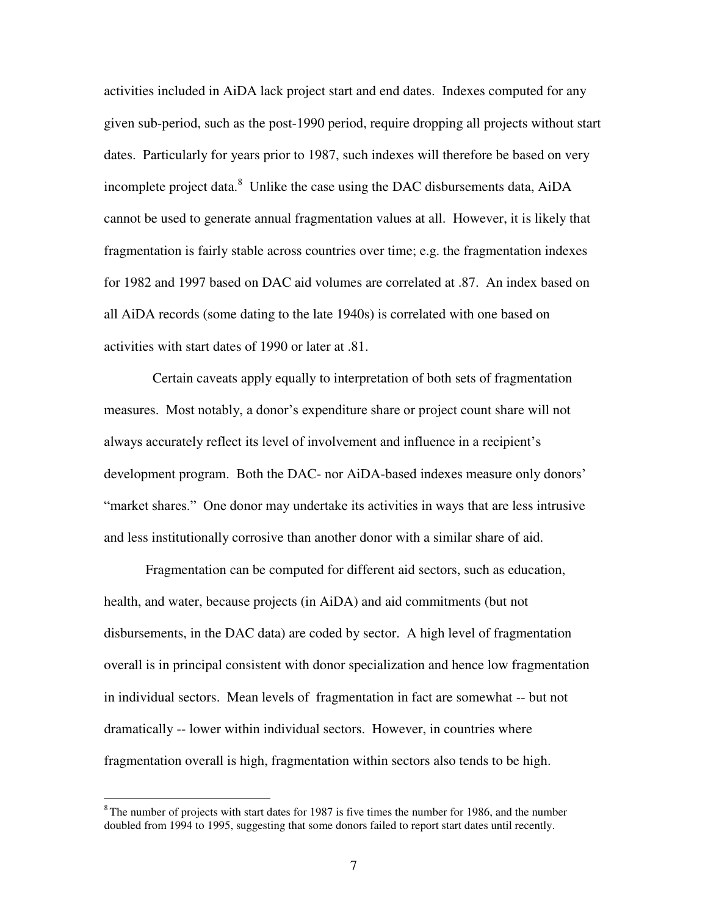activities included in AiDA lack project start and end dates. Indexes computed for any given sub-period, such as the post-1990 period, require dropping all projects without start dates. Particularly for years prior to 1987, such indexes will therefore be based on very incomplete project data.[8] Unlike the case using the DAC disbursements data, AiDA cannot be used to generate annual fragmentation values at all. However, it is likely that fragmentation is fairly stable across countries over time; e.g. the fragmentation indexes for 1982 and 1997 based on DAC aid volumes are correlated at .87. An index based on all AiDA records (some dating to the late 1940s) is correlated with one based on activities with start dates of 1990 or later at .81.

Certain caveats apply equally to interpretation of both sets of fragmentation measures. Most notably, a donor's expenditure share or project count share will not always accurately reflect its level of involvement and influence in a recipient's development program. Both the DAC- nor AiDA-based indexes measure only donors' "market shares." One donor may undertake its activities in ways that are less intrusive and less institutionally corrosive than another donor with a similar share of aid.

Fragmentation can be computed for different aid sectors, such as education, health, and water, because projects (in AiDA) and aid commitments (but not disbursements, in the DAC data) are coded by sector. A high level of fragmentation overall is in principal consistent with donor specialization and hence low fragmentation in individual sectors. Mean levels of fragmentation in fact are somewhat -- but not dramatically -- lower within individual sectors. However, in countries where fragmentation overall is high, fragmentation within sectors also tends to be high.

[8] The number of projects with start dates for 1987 is five times the number for 1986, and the number doubled from 1994 to 1995, suggesting that some donors failed to report start dates until recently.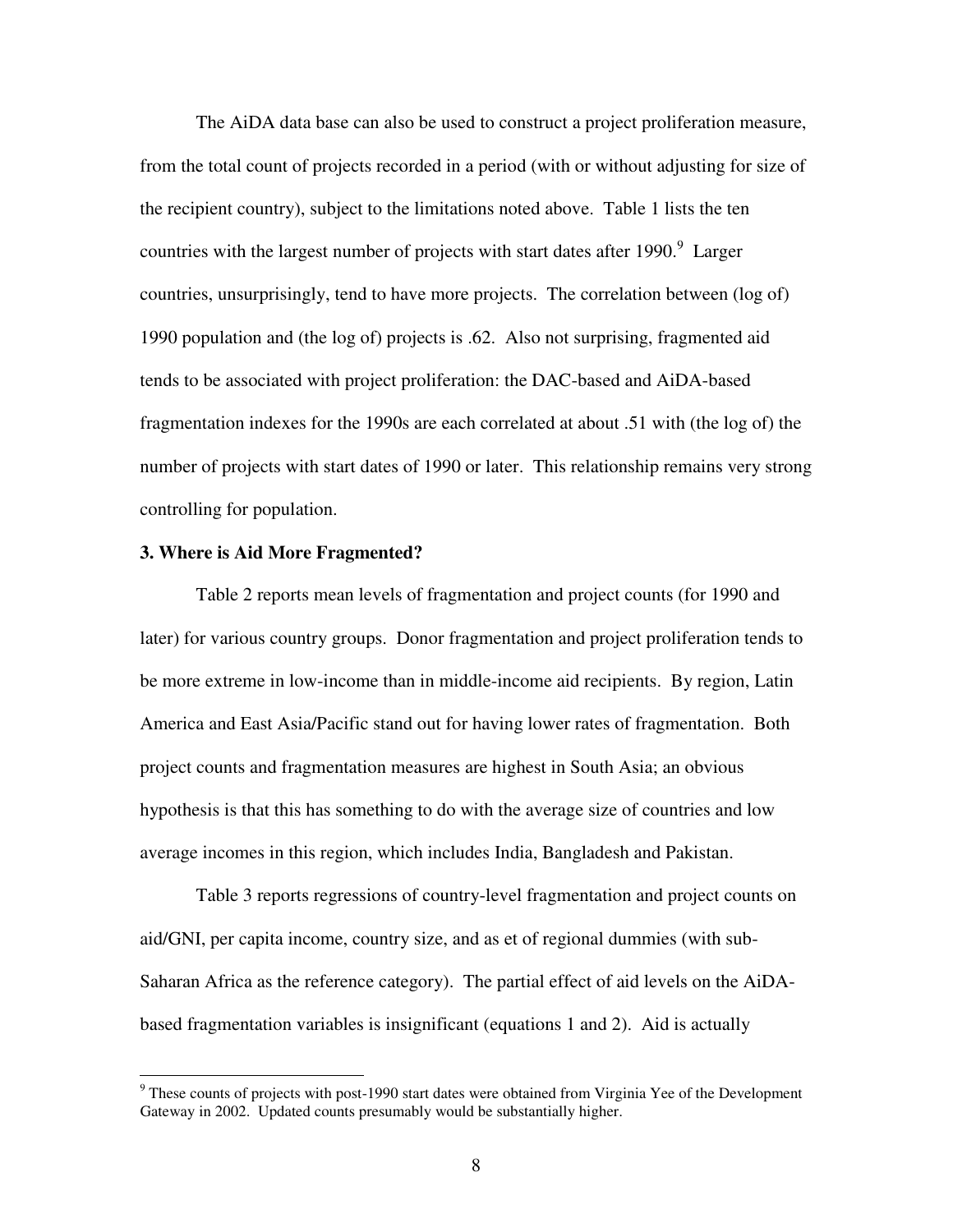The AiDA data base can also be used to construct a project proliferation measure, from the total count of projects recorded in a period (with or without adjusting for size of the recipient country), subject to the limitations noted above. Table 1 lists the ten countries with the largest number of projects with start dates after 1990.[9] Larger countries, unsurprisingly, tend to have more projects. The correlation between (log of) 1990 population and (the log of) projects is .62. Also not surprising, fragmented aid tends to be associated with project proliferation: the DAC-based and AiDA-based fragmentation indexes for the 1990s are each correlated at about .51 with (the log of) the number of projects with start dates of 1990 or later. This relationship remains very strong controlling for population.

**3. Where is Aid More Fragmented?**

Table 2 reports mean levels of fragmentation and project counts (for 1990 and later) for various country groups. Donor fragmentation and project proliferation tends to be more extreme in low-income than in middle-income aid recipients. By region, Latin America and East Asia/Pacific stand out for having lower rates of fragmentation. Both project counts and fragmentation measures are highest in South Asia; an obvious hypothesis is that this has something to do with the average size of countries and low average incomes in this region, which includes India, Bangladesh and Pakistan.

Table 3 reports regressions of country-level fragmentation and project counts on aid/GNI, per capita income, country size, and as et of regional dummies (with sub-Saharan Africa as the reference category). The partial effect of aid levels on the AiDA-based fragmentation variables is insignificant (equations 1 and 2). Aid is actually

[9] These counts of projects with post-1990 start dates were obtained from Virginia Yee of the Development Gateway in 2002. Updated counts presumably would be substantially higher.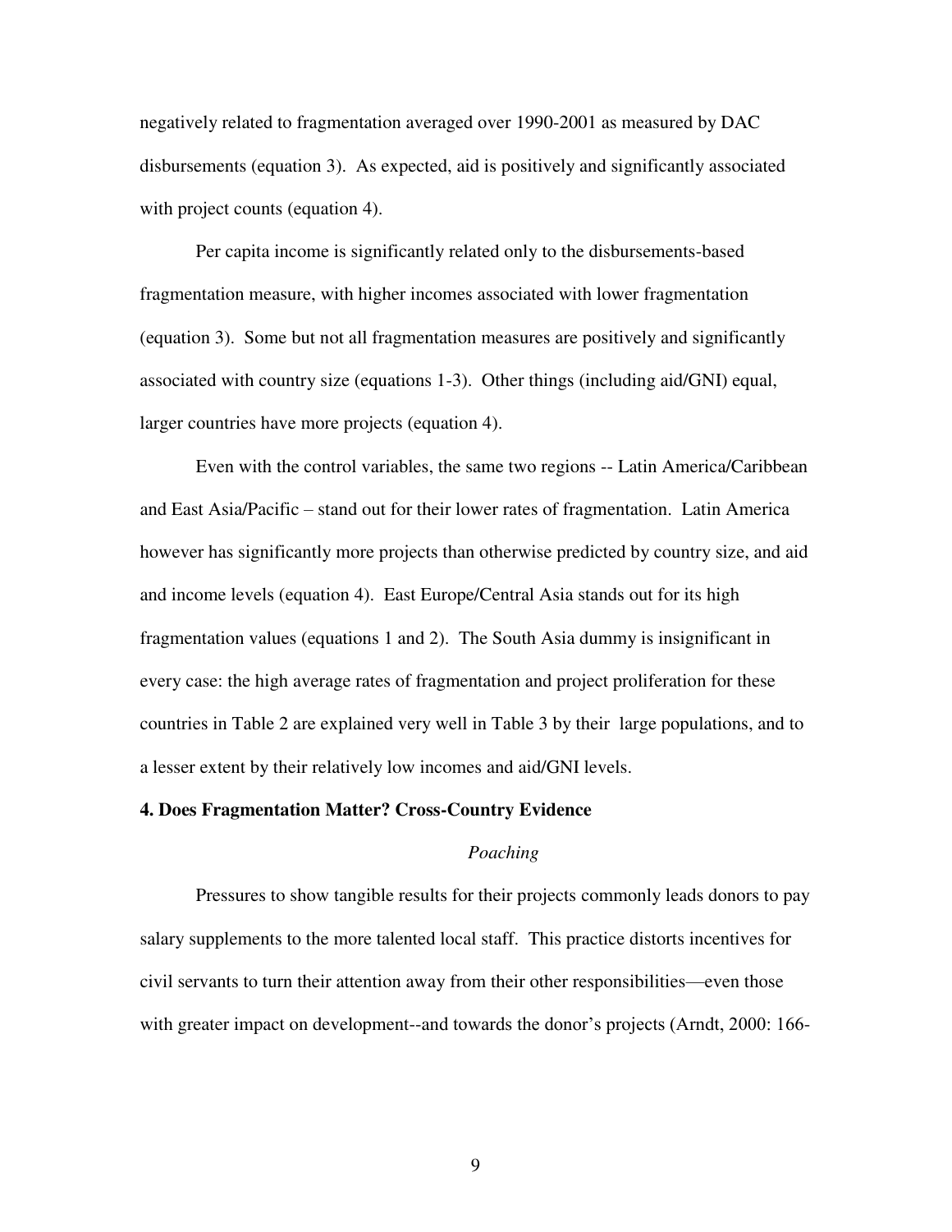negatively related to fragmentation averaged over 1990-2001 as measured by DAC disbursements (equation 3). As expected, aid is positively and significantly associated with project counts (equation 4).

Per capita income is significantly related only to the disbursements-based fragmentation measure, with higher incomes associated with lower fragmentation (equation 3). Some but not all fragmentation measures are positively and significantly associated with country size (equations 1-3). Other things (including aid/GNI) equal, larger countries have more projects (equation 4).

Even with the control variables, the same two regions -- Latin America/Caribbean and East Asia/Pacific – stand out for their lower rates of fragmentation. Latin America however has significantly more projects than otherwise predicted by country size, and aid and income levels (equation 4). East Europe/Central Asia stands out for its high fragmentation values (equations 1 and 2). The South Asia dummy is insignificant in every case: the high average rates of fragmentation and project proliferation for these countries in Table 2 are explained very well in Table 3 by their large populations, and to a lesser extent by their relatively low incomes and aid/GNI levels.

## 4. Does Fragmentation Matter? Cross-Country Evidence

*Poaching*

Pressures to show tangible results for their projects commonly leads donors to pay salary supplements to the more talented local staff. This practice distorts incentives for civil servants to turn their attention away from their other responsibilities—even those with greater impact on development--and towards the donor's projects (Arndt, 2000: 166-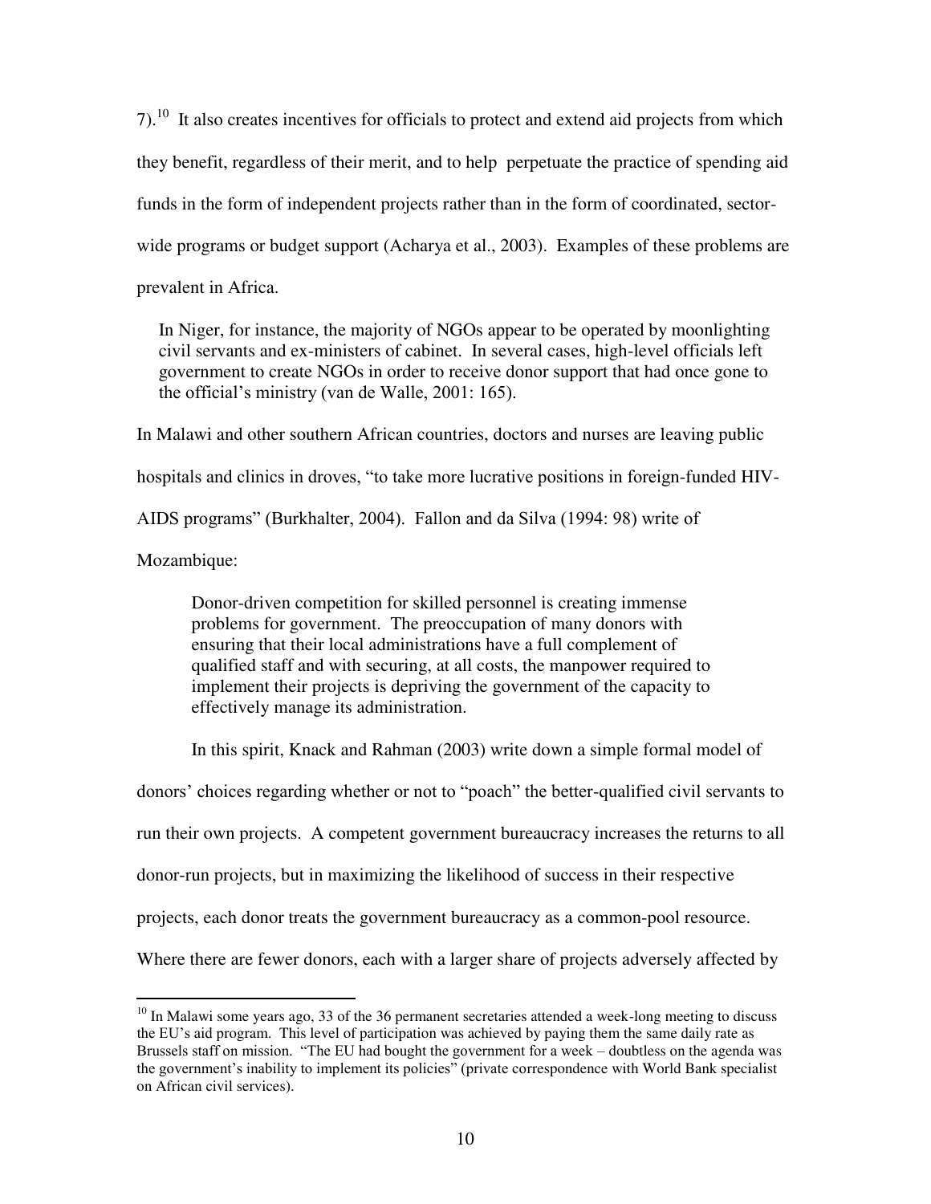7).[10] It also creates incentives for officials to protect and extend aid projects from which they benefit, regardless of their merit, and to help perpetuate the practice of spending aid funds in the form of independent projects rather than in the form of coordinated, sector-wide programs or budget support (Acharya et al., 2003). Examples of these problems are prevalent in Africa.

> In Niger, for instance, the majority of NGOs appear to be operated by moonlighting civil servants and ex-ministers of cabinet. In several cases, high-level officials left government to create NGOs in order to receive donor support that had once gone to the official's ministry (van de Walle, 2001: 165).

In Malawi and other southern African countries, doctors and nurses are leaving public hospitals and clinics in droves, "to take more lucrative positions in foreign-funded HIV-AIDS programs" (Burkhalter, 2004). Fallon and da Silva (1994: 98) write of Mozambique:

> Donor-driven competition for skilled personnel is creating immense problems for government. The preoccupation of many donors with ensuring that their local administrations have a full complement of qualified staff and with securing, at all costs, the manpower required to implement their projects is depriving the government of the capacity to effectively manage its administration.

In this spirit, Knack and Rahman (2003) write down a simple formal model of donors' choices regarding whether or not to "poach" the better-qualified civil servants to run their own projects. A competent government bureaucracy increases the returns to all donor-run projects, but in maximizing the likelihood of success in their respective projects, each donor treats the government bureaucracy as a common-pool resource. Where there are fewer donors, each with a larger share of projects adversely affected by

---

[10] In Malawi some years ago, 33 of the 36 permanent secretaries attended a week-long meeting to discuss the EU's aid program. This level of participation was achieved by paying them the same daily rate as Brussels staff on mission. "The EU had bought the government for a week – doubtless on the agenda was the government's inability to implement its policies" (private correspondence with World Bank specialist on African civil services).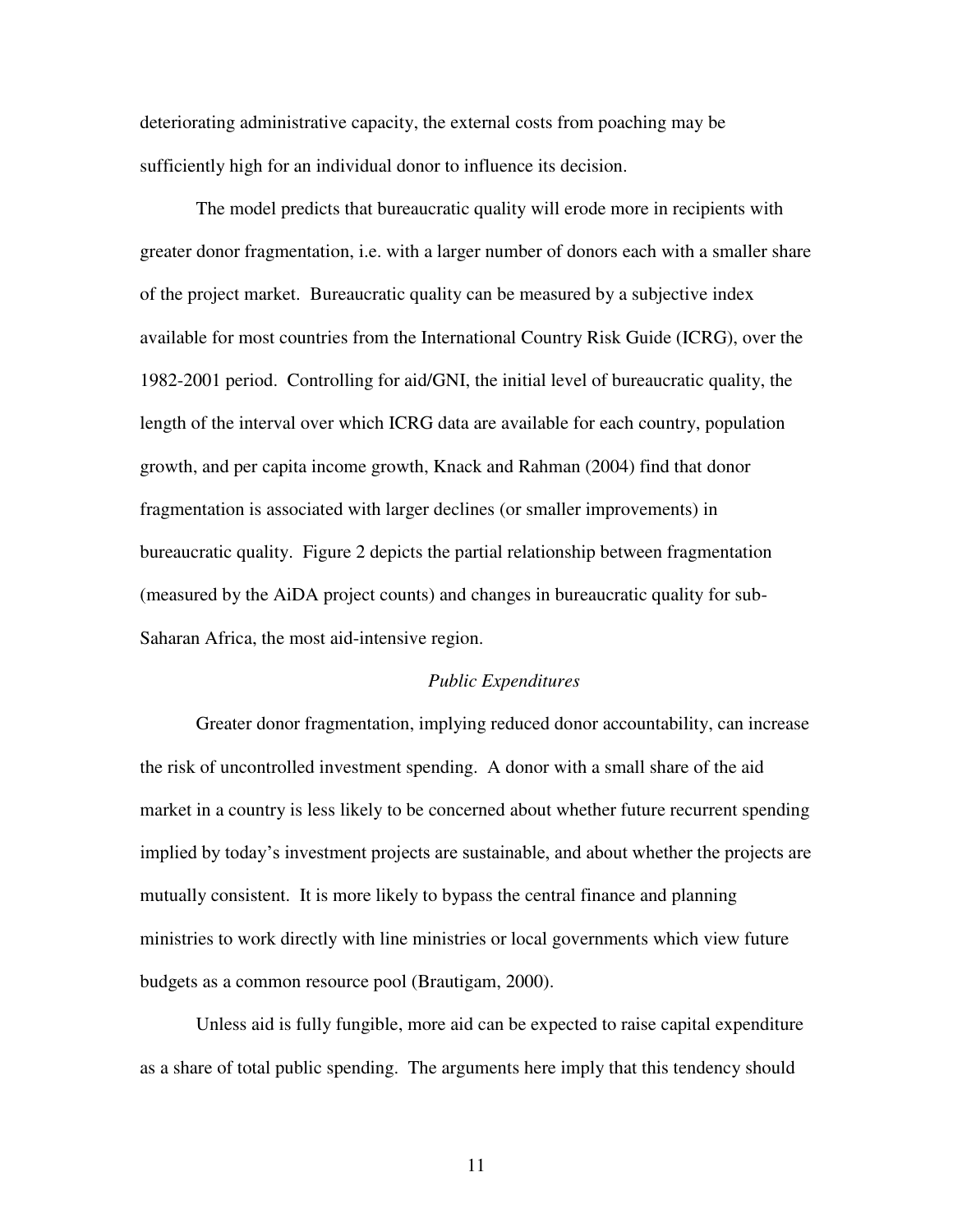deteriorating administrative capacity, the external costs from poaching may be sufficiently high for an individual donor to influence its decision.

The model predicts that bureaucratic quality will erode more in recipients with greater donor fragmentation, i.e. with a larger number of donors each with a smaller share of the project market. Bureaucratic quality can be measured by a subjective index available for most countries from the International Country Risk Guide (ICRG), over the 1982-2001 period. Controlling for aid/GNI, the initial level of bureaucratic quality, the length of the interval over which ICRG data are available for each country, population growth, and per capita income growth, Knack and Rahman (2004) find that donor fragmentation is associated with larger declines (or smaller improvements) in bureaucratic quality. Figure 2 depicts the partial relationship between fragmentation (measured by the AiDA project counts) and changes in bureaucratic quality for sub-Saharan Africa, the most aid-intensive region.

### *Public Expenditures*

Greater donor fragmentation, implying reduced donor accountability, can increase the risk of uncontrolled investment spending. A donor with a small share of the aid market in a country is less likely to be concerned about whether future recurrent spending implied by today's investment projects are sustainable, and about whether the projects are mutually consistent. It is more likely to bypass the central finance and planning ministries to work directly with line ministries or local governments which view future budgets as a common resource pool (Brautigam, 2000).

Unless aid is fully fungible, more aid can be expected to raise capital expenditure as a share of total public spending. The arguments here imply that this tendency should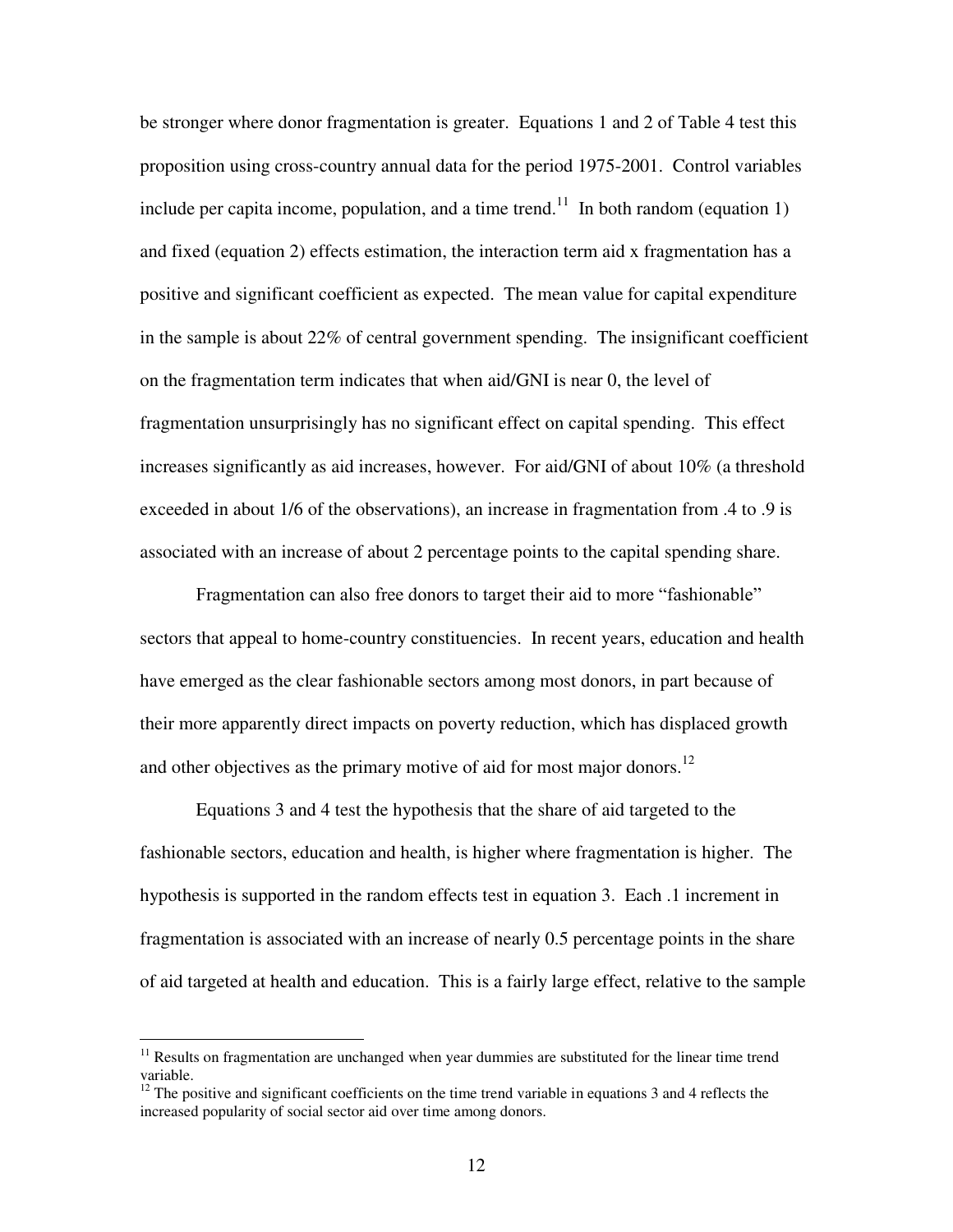be stronger where donor fragmentation is greater. Equations 1 and 2 of Table 4 test this proposition using cross-country annual data for the period 1975-2001. Control variables include per capita income, population, and a time trend.[11] In both random (equation 1) and fixed (equation 2) effects estimation, the interaction term aid x fragmentation has a positive and significant coefficient as expected. The mean value for capital expenditure in the sample is about 22% of central government spending. The insignificant coefficient on the fragmentation term indicates that when aid/GNI is near 0, the level of fragmentation unsurprisingly has no significant effect on capital spending. This effect increases significantly as aid increases, however. For aid/GNI of about 10% (a threshold exceeded in about 1/6 of the observations), an increase in fragmentation from .4 to .9 is associated with an increase of about 2 percentage points to the capital spending share.

Fragmentation can also free donors to target their aid to more "fashionable" sectors that appeal to home-country constituencies. In recent years, education and health have emerged as the clear fashionable sectors among most donors, in part because of their more apparently direct impacts on poverty reduction, which has displaced growth and other objectives as the primary motive of aid for most major donors.[12]

Equations 3 and 4 test the hypothesis that the share of aid targeted to the fashionable sectors, education and health, is higher where fragmentation is higher. The hypothesis is supported in the random effects test in equation 3. Each .1 increment in fragmentation is associated with an increase of nearly 0.5 percentage points in the share of aid targeted at health and education. This is a fairly large effect, relative to the sample

---

[11] Results on fragmentation are unchanged when year dummies are substituted for the linear time trend variable.

[12] The positive and significant coefficients on the time trend variable in equations 3 and 4 reflects the increased popularity of social sector aid over time among donors.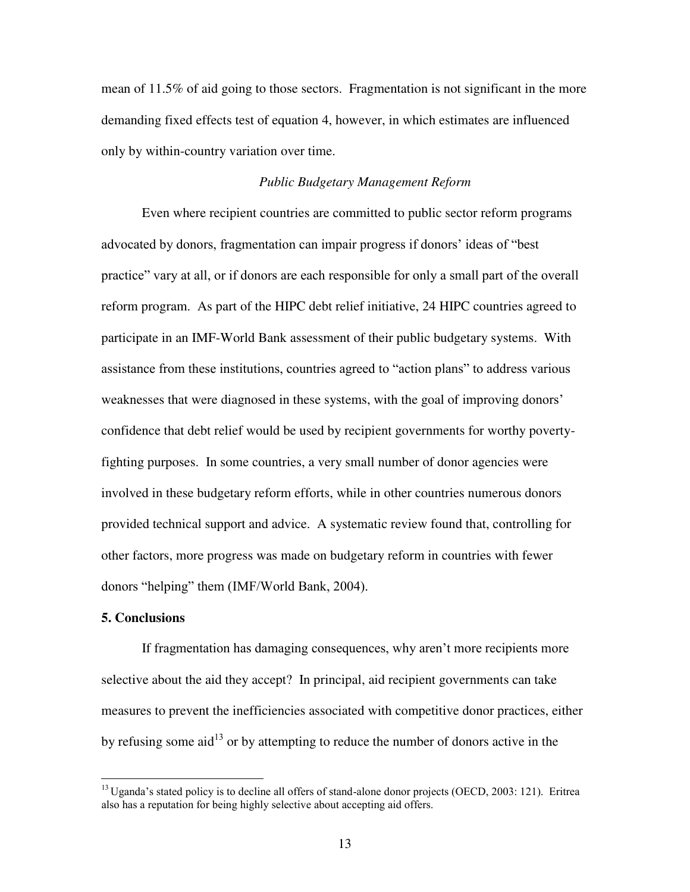mean of 11.5% of aid going to those sectors. Fragmentation is not significant in the more demanding fixed effects test of equation 4, however, in which estimates are influenced only by within-country variation over time.

*Public Budgetary Management Reform*

Even where recipient countries are committed to public sector reform programs advocated by donors, fragmentation can impair progress if donors' ideas of "best practice" vary at all, or if donors are each responsible for only a small part of the overall reform program. As part of the HIPC debt relief initiative, 24 HIPC countries agreed to participate in an IMF-World Bank assessment of their public budgetary systems. With assistance from these institutions, countries agreed to "action plans" to address various weaknesses that were diagnosed in these systems, with the goal of improving donors' confidence that debt relief would be used by recipient governments for worthy poverty-fighting purposes. In some countries, a very small number of donor agencies were involved in these budgetary reform efforts, while in other countries numerous donors provided technical support and advice. A systematic review found that, controlling for other factors, more progress was made on budgetary reform in countries with fewer donors "helping" them (IMF/World Bank, 2004).

## 5. Conclusions

If fragmentation has damaging consequences, why aren't more recipients more selective about the aid they accept? In principal, aid recipient governments can take measures to prevent the inefficiencies associated with competitive donor practices, either by refusing some aid[13] or by attempting to reduce the number of donors active in the

[13] Uganda's stated policy is to decline all offers of stand-alone donor projects (OECD, 2003: 121). Eritrea also has a reputation for being highly selective about accepting aid offers.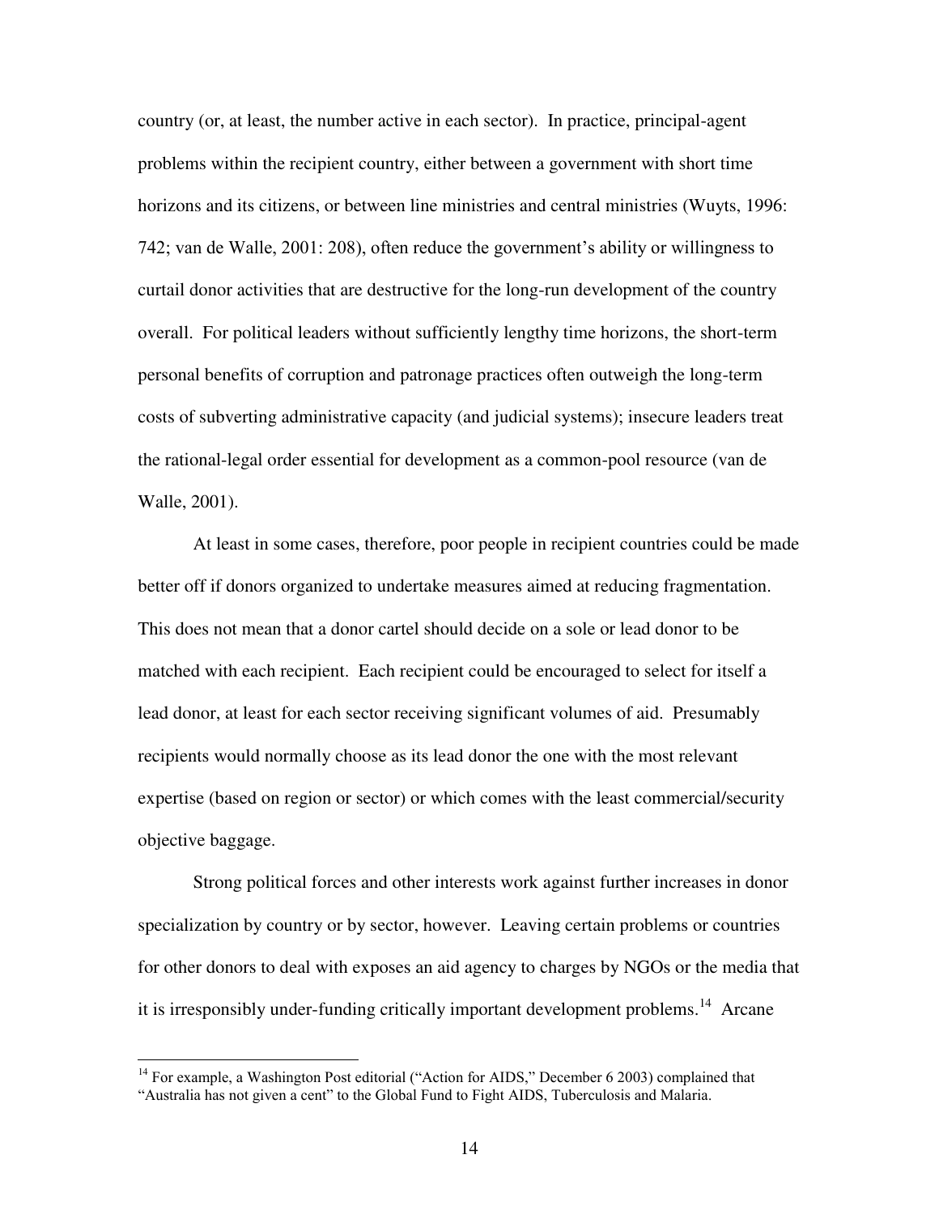country (or, at least, the number active in each sector). In practice, principal-agent problems within the recipient country, either between a government with short time horizons and its citizens, or between line ministries and central ministries (Wuyts, 1996: 742; van de Walle, 2001: 208), often reduce the government's ability or willingness to curtail donor activities that are destructive for the long-run development of the country overall. For political leaders without sufficiently lengthy time horizons, the short-term personal benefits of corruption and patronage practices often outweigh the long-term costs of subverting administrative capacity (and judicial systems); insecure leaders treat the rational-legal order essential for development as a common-pool resource (van de Walle, 2001).

At least in some cases, therefore, poor people in recipient countries could be made better off if donors organized to undertake measures aimed at reducing fragmentation. This does not mean that a donor cartel should decide on a sole or lead donor to be matched with each recipient. Each recipient could be encouraged to select for itself a lead donor, at least for each sector receiving significant volumes of aid. Presumably recipients would normally choose as its lead donor the one with the most relevant expertise (based on region or sector) or which comes with the least commercial/security objective baggage.

Strong political forces and other interests work against further increases in donor specialization by country or by sector, however. Leaving certain problems or countries for other donors to deal with exposes an aid agency to charges by NGOs or the media that it is irresponsibly under-funding critically important development problems.[14] Arcane

[14] For example, a Washington Post editorial ("Action for AIDS," December 6 2003) complained that "Australia has not given a cent" to the Global Fund to Fight AIDS, Tuberculosis and Malaria.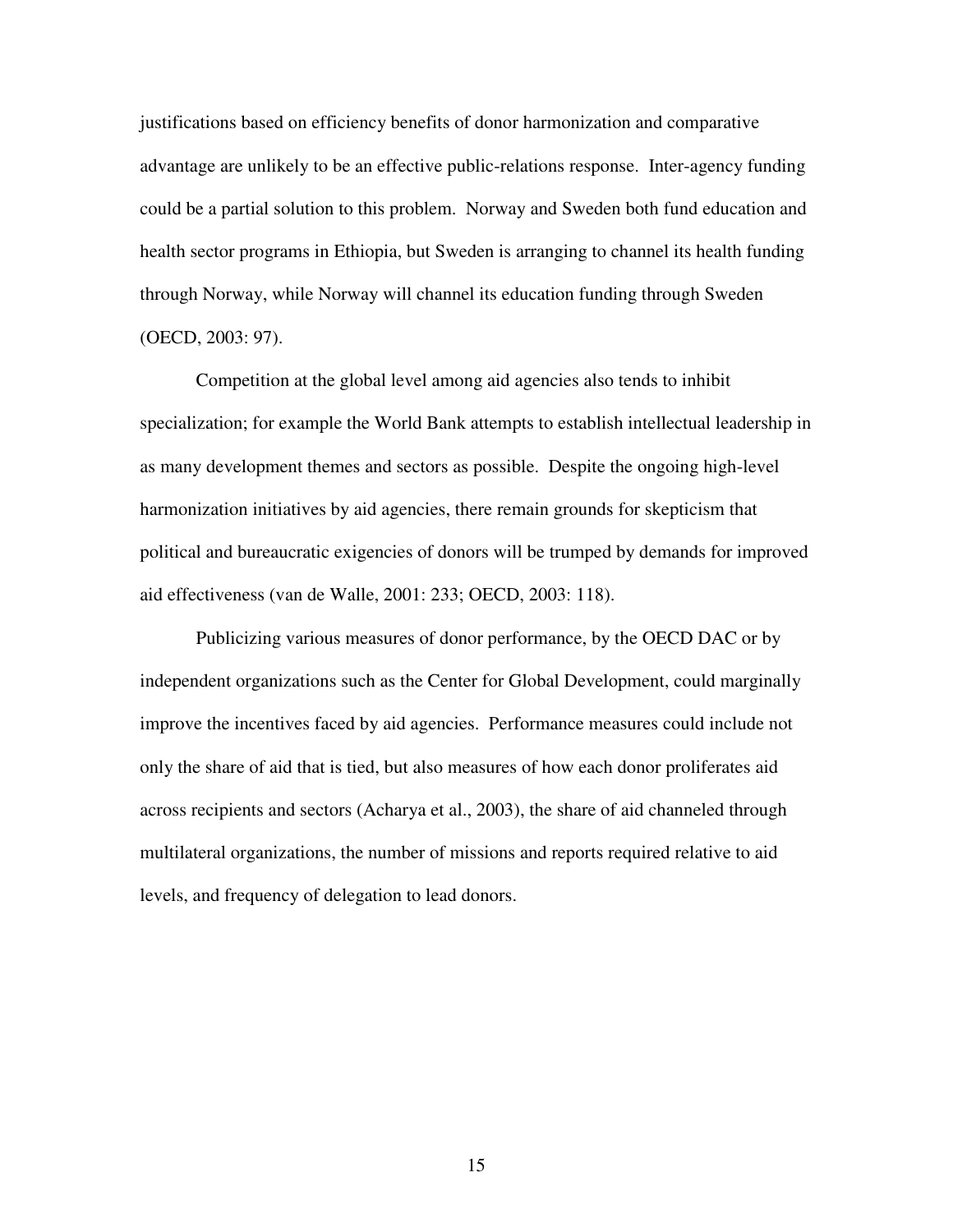justifications based on efficiency benefits of donor harmonization and comparative advantage are unlikely to be an effective public-relations response. Inter-agency funding could be a partial solution to this problem. Norway and Sweden both fund education and health sector programs in Ethiopia, but Sweden is arranging to channel its health funding through Norway, while Norway will channel its education funding through Sweden (OECD, 2003: 97).

Competition at the global level among aid agencies also tends to inhibit specialization; for example the World Bank attempts to establish intellectual leadership in as many development themes and sectors as possible. Despite the ongoing high-level harmonization initiatives by aid agencies, there remain grounds for skepticism that political and bureaucratic exigencies of donors will be trumped by demands for improved aid effectiveness (van de Walle, 2001: 233; OECD, 2003: 118).

Publicizing various measures of donor performance, by the OECD DAC or by independent organizations such as the Center for Global Development, could marginally improve the incentives faced by aid agencies. Performance measures could include not only the share of aid that is tied, but also measures of how each donor proliferates aid across recipients and sectors (Acharya et al., 2003), the share of aid channeled through multilateral organizations, the number of missions and reports required relative to aid levels, and frequency of delegation to lead donors.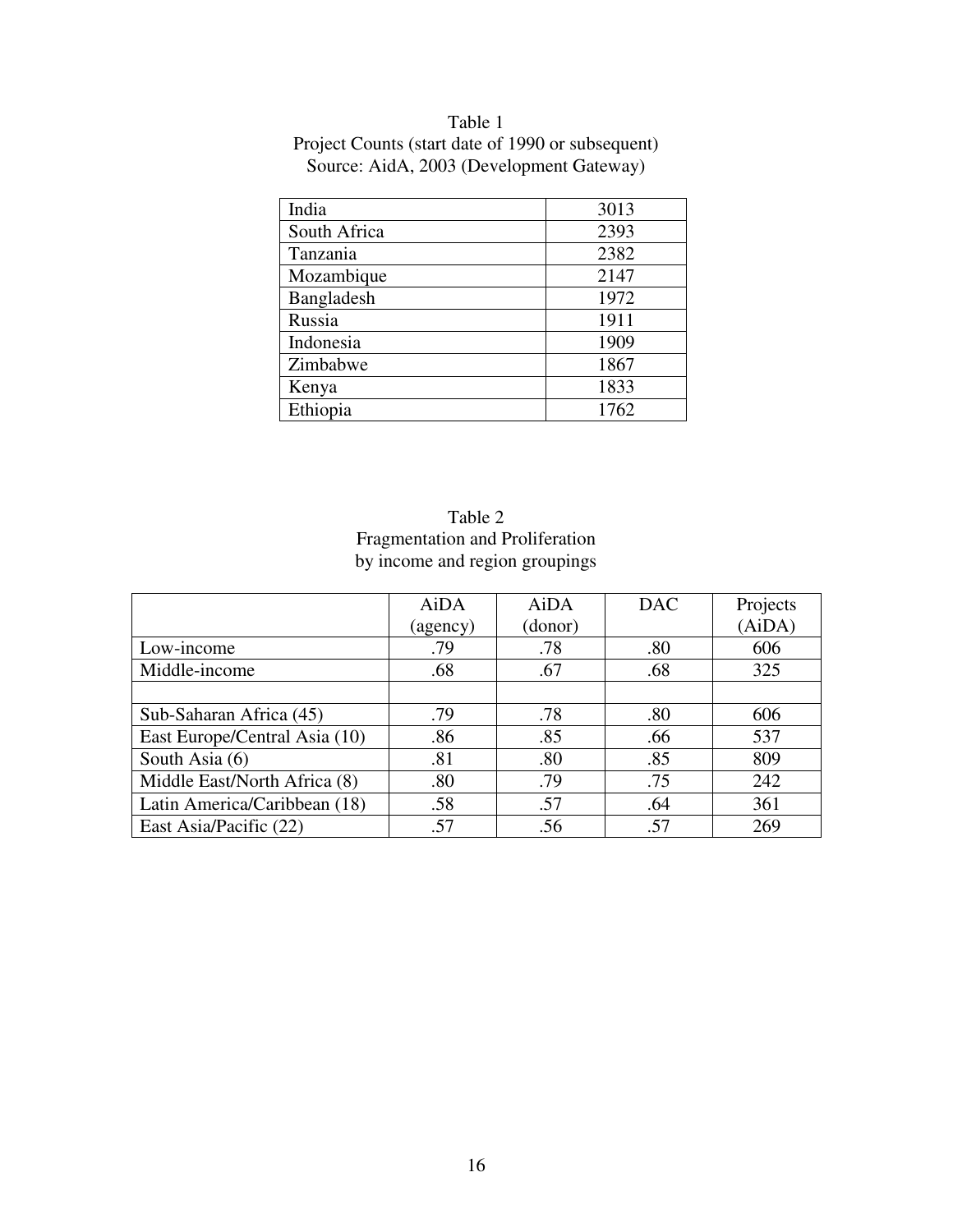Table 1
Project Counts (start date of 1990 or subsequent)
Source: AidA, 2003 (Development Gateway)

| | |
|---|---|
| India | 3013 |
| South Africa | 2393 |
| Tanzania | 2382 |
| Mozambique | 2147 |
| Bangladesh | 1972 |
| Russia | 1911 |
| Indonesia | 1909 |
| Zimbabwe | 1867 |
| Kenya | 1833 |
| Ethiopia | 1762 |

Table 2
Fragmentation and Proliferation
by income and region groupings

| | AiDA (agency) | AiDA (donor) | DAC | Projects (AiDA) |
|---|---|---|---|---|
| Low-income | .79 | .78 | .80 | 606 |
| Middle-income | .68 | .67 | .68 | 325 |
| | | | | |
| Sub-Saharan Africa (45) | .79 | .78 | .80 | 606 |
| East Europe/Central Asia (10) | .86 | .85 | .66 | 537 |
| South Asia (6) | .81 | .80 | .85 | 809 |
| Middle East/North Africa (8) | .80 | .79 | .75 | 242 |
| Latin America/Caribbean (18) | .58 | .57 | .64 | 361 |
| East Asia/Pacific (22) | .57 | .56 | .57 | 269 |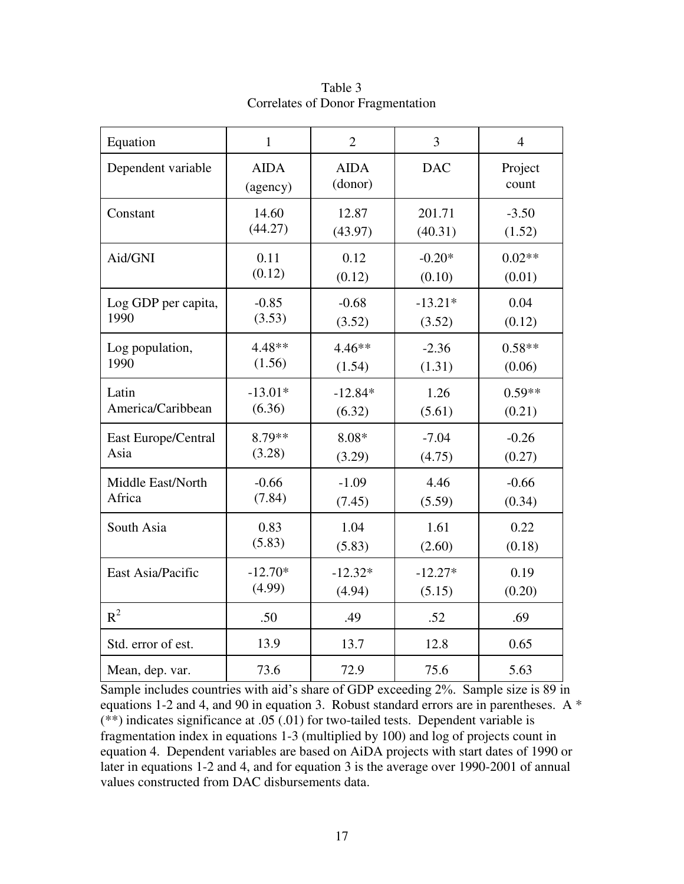Table 3
Correlates of Donor Fragmentation

| Equation | 1 | 2 | 3 | 4 |
|---|---|---|---|---|
| Dependent variable | AIDA (agency) | AIDA (donor) | DAC | Project count |
| Constant | 14.60 (44.27) | 12.87 (43.97) | 201.71 (40.31) | -3.50 (1.52) |
| Aid/GNI | 0.11 (0.12) | 0.12 (0.12) | -0.20* (0.10) | 0.02** (0.01) |
| Log GDP per capita, 1990 | -0.85 (3.53) | -0.68 (3.52) | -13.21* (3.52) | 0.04 (0.12) |
| Log population, 1990 | 4.48** (1.56) | 4.46** (1.54) | -2.36 (1.31) | 0.58** (0.06) |
| Latin America/Caribbean | -13.01* (6.36) | -12.84* (6.32) | 1.26 (5.61) | 0.59** (0.21) |
| East Europe/Central Asia | 8.79** (3.28) | 8.08* (3.29) | -7.04 (4.75) | -0.26 (0.27) |
| Middle East/North Africa | -0.66 (7.84) | -1.09 (7.45) | 4.46 (5.59) | -0.66 (0.34) |
| South Asia | 0.83 (5.83) | 1.04 (5.83) | 1.61 (2.60) | 0.22 (0.18) |
| East Asia/Pacific | -12.70* (4.99) | -12.32* (4.94) | -12.27* (5.15) | 0.19 (0.20) |
| $R^2$ | .50 | .49 | .52 | .69 |
| Std. error of est. | 13.9 | 13.7 | 12.8 | 0.65 |
| Mean, dep. var. | 73.6 | 72.9 | 75.6 | 5.63 |

Sample includes countries with aid's share of GDP exceeding 2%. Sample size is 89 in equations 1-2 and 4, and 90 in equation 3. Robust standard errors are in parentheses. A * (**) indicates significance at .05 (.01) for two-tailed tests. Dependent variable is fragmentation index in equations 1-3 (multiplied by 100) and log of projects count in equation 4. Dependent variables are based on AiDA projects with start dates of 1990 or later in equations 1-2 and 4, and for equation 3 is the average over 1990-2001 of annual values constructed from DAC disbursements data.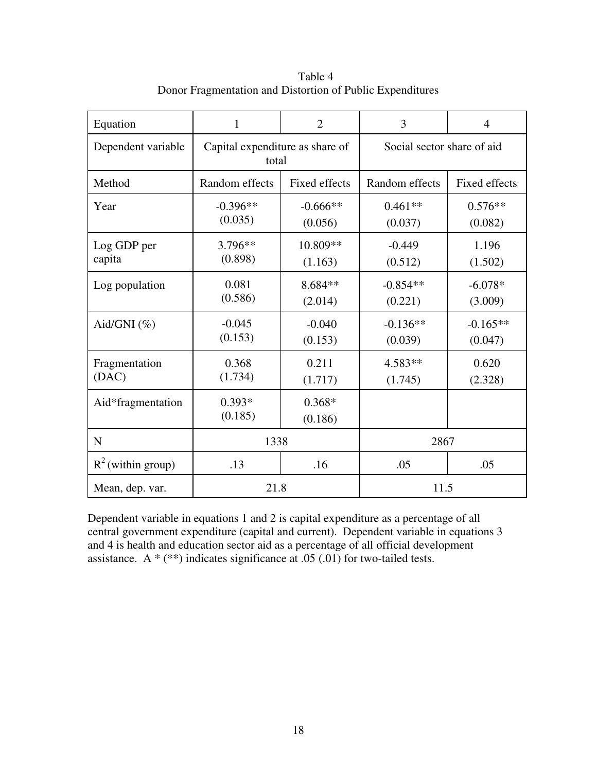Table 4
Donor Fragmentation and Distortion of Public Expenditures

| Equation | 1 | 2 | 3 | 4 |
|---|---|---|---|---|
| Dependent variable | Capital expenditure as share of total | | Social sector share of aid | |
| Method | Random effects | Fixed effects | Random effects | Fixed effects |
| Year | -0.396** (0.035) | -0.666** (0.056) | 0.461** (0.037) | 0.576** (0.082) |
| Log GDP per capita | 3.796** (0.898) | 10.809** (1.163) | -0.449 (0.512) | 1.196 (1.502) |
| Log population | 0.081 (0.586) | 8.684** (2.014) | -0.854** (0.221) | -6.078* (3.009) |
| Aid/GNI (%) | -0.045 (0.153) | -0.040 (0.153) | -0.136** (0.039) | -0.165** (0.047) |
| Fragmentation (DAC) | 0.368 (1.734) | 0.211 (1.717) | 4.583** (1.745) | 0.620 (2.328) |
| Aid*fragmentation | 0.393* (0.185) | 0.368* (0.186) | | |
| N | 1338 | | 2867 | |
| $R^2$ (within group) | .13 | .16 | .05 | .05 |
| Mean, dep. var. | 21.8 | | 11.5 | |

Dependent variable in equations 1 and 2 is capital expenditure as a percentage of all central government expenditure (capital and current). Dependent variable in equations 3 and 4 is health and education sector aid as a percentage of all official development assistance. A * (**) indicates significance at .05 (.01) for two-tailed tests.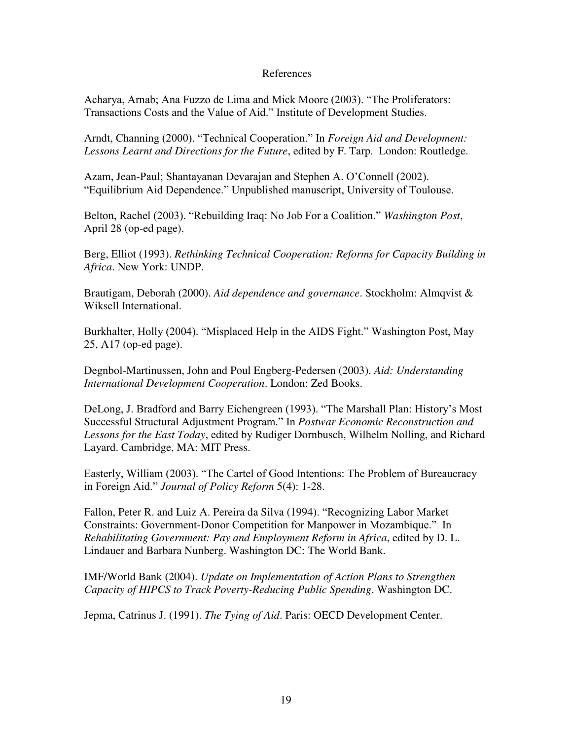# References

Acharya, Arnab; Ana Fuzzo de Lima and Mick Moore (2003). "The Proliferators: Transactions Costs and the Value of Aid." Institute of Development Studies.

Arndt, Channing (2000). "Technical Cooperation." In *Foreign Aid and Development: Lessons Learnt and Directions for the Future*, edited by F. Tarp. London: Routledge.

Azam, Jean-Paul; Shantayanan Devarajan and Stephen A. O'Connell (2002). "Equilibrium Aid Dependence." Unpublished manuscript, University of Toulouse.

Belton, Rachel (2003). "Rebuilding Iraq: No Job For a Coalition." *Washington Post*, April 28 (op-ed page).

Berg, Elliot (1993). *Rethinking Technical Cooperation: Reforms for Capacity Building in Africa*. New York: UNDP.

Brautigam, Deborah (2000). *Aid dependence and governance*. Stockholm: Almqvist & Wiksell International.

Burkhalter, Holly (2004). "Misplaced Help in the AIDS Fight." Washington Post, May 25, A17 (op-ed page).

Degnbol-Martinussen, John and Poul Engberg-Pedersen (2003). *Aid: Understanding International Development Cooperation*. London: Zed Books.

DeLong, J. Bradford and Barry Eichengreen (1993). "The Marshall Plan: History's Most Successful Structural Adjustment Program." In *Postwar Economic Reconstruction and Lessons for the East Today*, edited by Rudiger Dornbusch, Wilhelm Nolling, and Richard Layard. Cambridge, MA: MIT Press.

Easterly, William (2003). "The Cartel of Good Intentions: The Problem of Bureaucracy in Foreign Aid." *Journal of Policy Reform* 5(4): 1-28.

Fallon, Peter R. and Luiz A. Pereira da Silva (1994). "Recognizing Labor Market Constraints: Government-Donor Competition for Manpower in Mozambique." In *Rehabilitating Government: Pay and Employment Reform in Africa*, edited by D. L. Lindauer and Barbara Nunberg. Washington DC: The World Bank.

IMF/World Bank (2004). *Update on Implementation of Action Plans to Strengthen Capacity of HIPCS to Track Poverty-Reducing Public Spending*. Washington DC.

Jepma, Catrinus J. (1991). *The Tying of Aid*. Paris: OECD Development Center.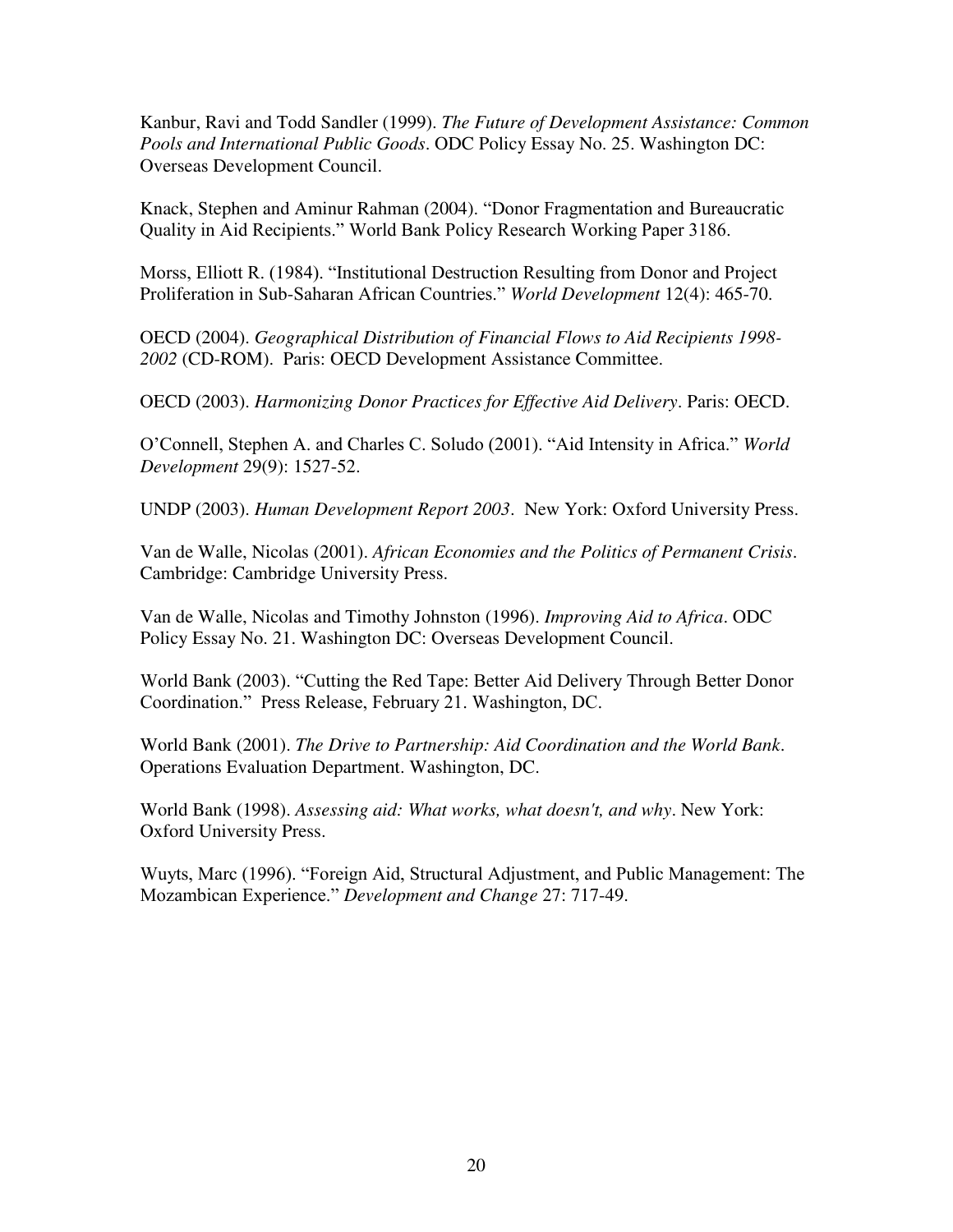Kanbur, Ravi and Todd Sandler (1999). *The Future of Development Assistance: Common Pools and International Public Goods*. ODC Policy Essay No. 25. Washington DC: Overseas Development Council.

Knack, Stephen and Aminur Rahman (2004). "Donor Fragmentation and Bureaucratic Quality in Aid Recipients." World Bank Policy Research Working Paper 3186.

Morss, Elliott R. (1984). "Institutional Destruction Resulting from Donor and Project Proliferation in Sub-Saharan African Countries." *World Development* 12(4): 465-70.

OECD (2004). *Geographical Distribution of Financial Flows to Aid Recipients 1998-2002* (CD-ROM). Paris: OECD Development Assistance Committee.

OECD (2003). *Harmonizing Donor Practices for Effective Aid Delivery*. Paris: OECD.

O'Connell, Stephen A. and Charles C. Soludo (2001). "Aid Intensity in Africa." *World Development* 29(9): 1527-52.

UNDP (2003). *Human Development Report 2003*. New York: Oxford University Press.

Van de Walle, Nicolas (2001). *African Economies and the Politics of Permanent Crisis*. Cambridge: Cambridge University Press.

Van de Walle, Nicolas and Timothy Johnston (1996). *Improving Aid to Africa*. ODC Policy Essay No. 21. Washington DC: Overseas Development Council.

World Bank (2003). "Cutting the Red Tape: Better Aid Delivery Through Better Donor Coordination." Press Release, February 21. Washington, DC.

World Bank (2001). *The Drive to Partnership: Aid Coordination and the World Bank*. Operations Evaluation Department. Washington, DC.

World Bank (1998). *Assessing aid: What works, what doesn't, and why*. New York: Oxford University Press.

Wuyts, Marc (1996). "Foreign Aid, Structural Adjustment, and Public Management: The Mozambican Experience." *Development and Change* 27: 717-49.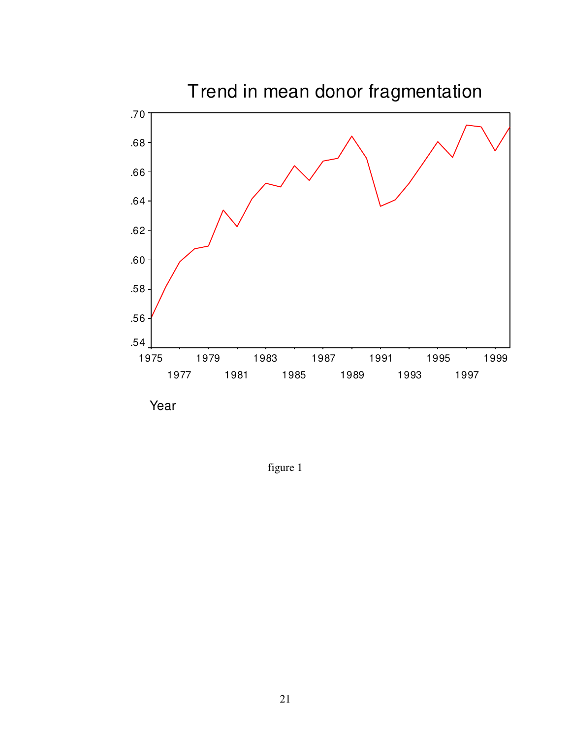Trend in mean donor fragmentation

Year

figure 1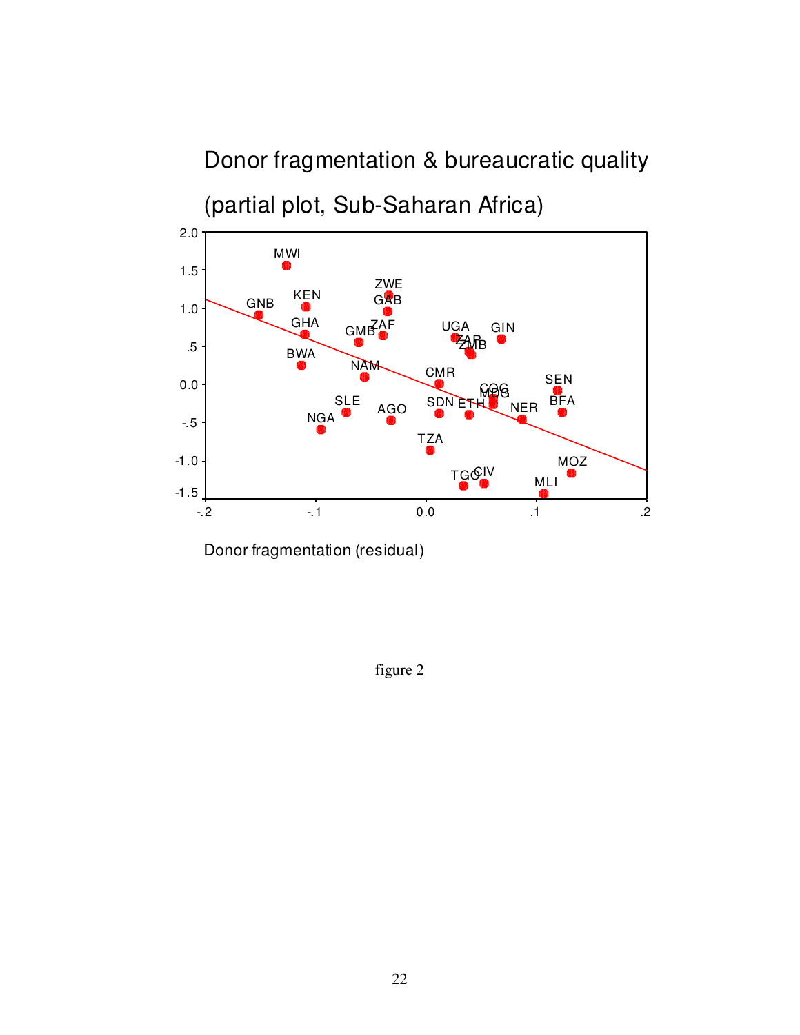Donor fragmentation & bureaucratic quality

(partial plot, Sub-Saharan Africa)

2.0
1.5
1.0
.5
0.0
-.5
-1.0
-1.5

-.2
-.1
0.0
.1
.2

MWI
ZWE
KEN
GAB
GNB
GHA
ZAF
UGA
GIN
GMB
ZAR
ZMB
BWA
NAM
CMR
SEN
COG
MDG
SLE
SDN
ETH
BFA
AGO
NER
NGA
TZA
MOZ
TGO
CIV
MLI

Donor fragmentation (residual)

figure 2